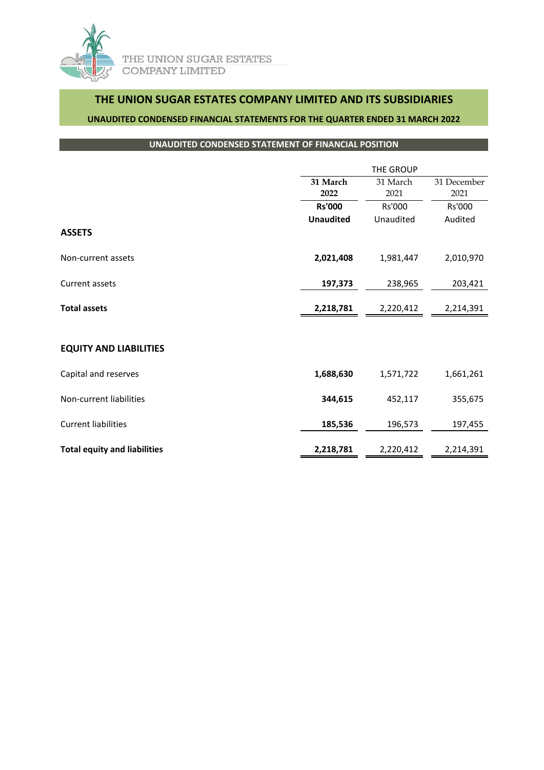THE UNION SUGAR ESTATES COMPANY LIMITED

# THE UNION SUGAR ESTATES COMPANY LIMITED AND ITS SUBSIDIARIES

## UNAUDITED CONDENSED FINANCIAL STATEMENTS FOR THE QUARTER ENDED 31 MARCH 2022

### UNAUDITED CONDENSED STATEMENT OF FINANCIAL POSITION

| | THE GROUP | | |
|---|---|---|---|
| | **31 March 2022** | 31 March 2021 | 31 December 2021 |
| | **Rs'000** | Rs'000 | Rs'000 |
| | **Unaudited** | Unaudited | Audited |
| **ASSETS** | | | |
| Non-current assets | **2,021,408** | 1,981,447 | 2,010,970 |
| Current assets | **197,373** | 238,965 | 203,421 |
| **Total assets** | **2,218,781** | 2,220,412 | 2,214,391 |
| **EQUITY AND LIABILITIES** | | | |
| Capital and reserves | **1,688,630** | 1,571,722 | 1,661,261 |
| Non-current liabilities | **344,615** | 452,117 | 355,675 |
| Current liabilities | **185,536** | 196,573 | 197,455 |
| **Total equity and liabilities** | **2,218,781** | 2,220,412 | 2,214,391 |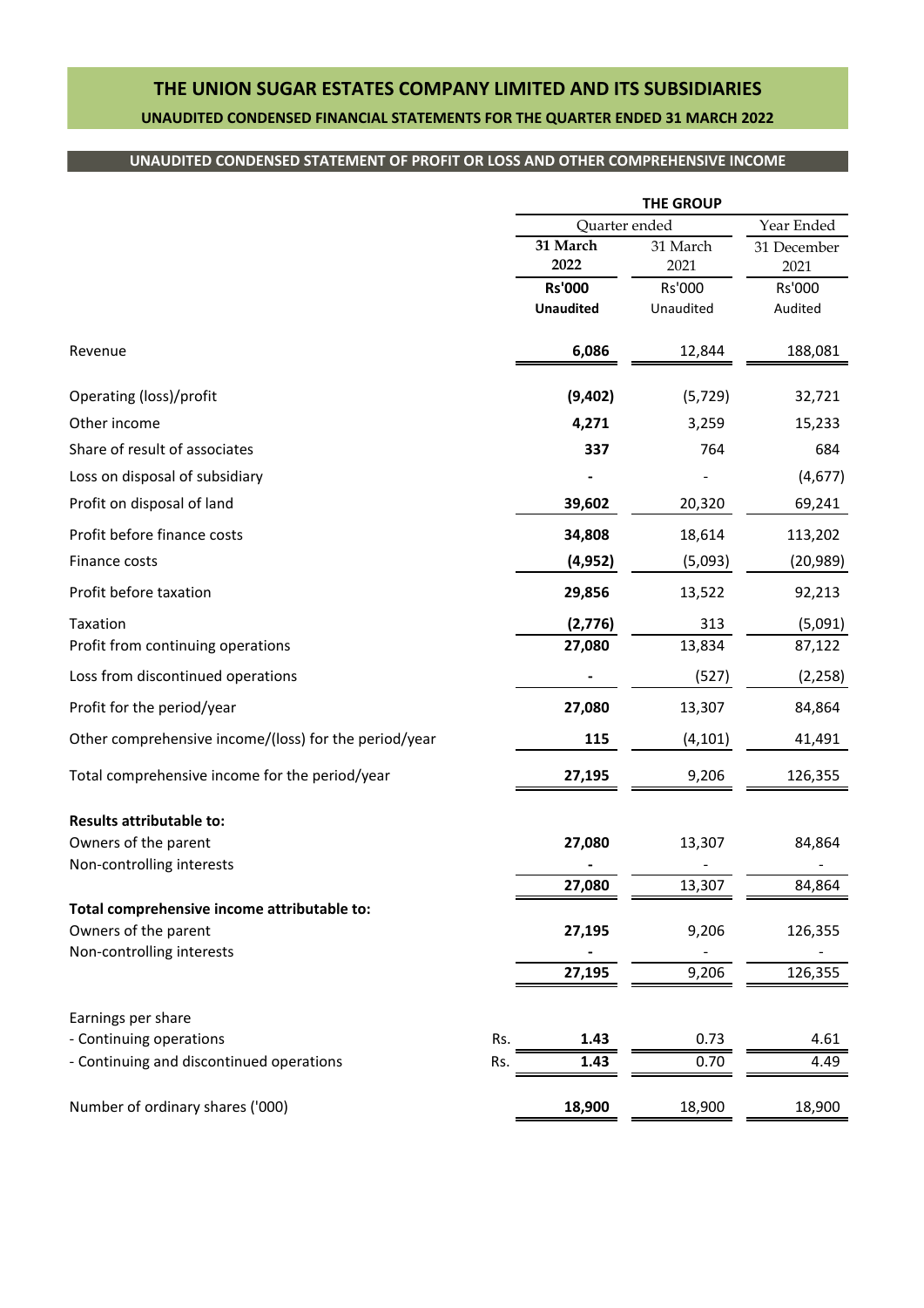# THE UNION SUGAR ESTATES COMPANY LIMITED AND ITS SUBSIDIARIES

## UNAUDITED CONDENSED FINANCIAL STATEMENTS FOR THE QUARTER ENDED 31 MARCH 2022

### UNAUDITED CONDENSED STATEMENT OF PROFIT OR LOSS AND OTHER COMPREHENSIVE INCOME

| | | THE GROUP | | |
|---|---|---|---|---|
| | | Quarter ended | | Year Ended |
| | | **31 March 2022** | 31 March 2021 | 31 December 2021 |
| | | **Rs'000** | Rs'000 | Rs'000 |
| | | **Unaudited** | Unaudited | Audited |
| Revenue | | **6,086** | 12,844 | 188,081 |
| Operating (loss)/profit | | **(9,402)** | (5,729) | 32,721 |
| Other income | | **4,271** | 3,259 | 15,233 |
| Share of result of associates | | **337** | 764 | 684 |
| Loss on disposal of subsidiary | | **-** | - | (4,677) |
| Profit on disposal of land | | **39,602** | 20,320 | 69,241 |
| Profit before finance costs | | **34,808** | 18,614 | 113,202 |
| Finance costs | | **(4,952)** | (5,093) | (20,989) |
| Profit before taxation | | **29,856** | 13,522 | 92,213 |
| Taxation | | **(2,776)** | 313 | (5,091) |
| Profit from continuing operations | | **27,080** | 13,834 | 87,122 |
| Loss from discontinued operations | | **-** | (527) | (2,258) |
| Profit for the period/year | | **27,080** | 13,307 | 84,864 |
| Other comprehensive income/(loss) for the period/year | | **115** | (4,101) | 41,491 |
| Total comprehensive income for the period/year | | **27,195** | 9,206 | 126,355 |
| **Results attributable to:** | | | | |
| Owners of the parent | | **27,080** | 13,307 | 84,864 |
| Non-controlling interests | | **-** | - | - |
| | | **27,080** | 13,307 | 84,864 |
| **Total comprehensive income attributable to:** | | | | |
| Owners of the parent | | **27,195** | 9,206 | 126,355 |
| Non-controlling interests | | **-** | - | - |
| | | **27,195** | 9,206 | 126,355 |
| Earnings per share | | | | |
| - Continuing operations | Rs. | **1.43** | 0.73 | 4.61 |
| - Continuing and discontinued operations | Rs. | **1.43** | 0.70 | 4.49 |
| Number of ordinary shares ('000) | | **18,900** | 18,900 | 18,900 |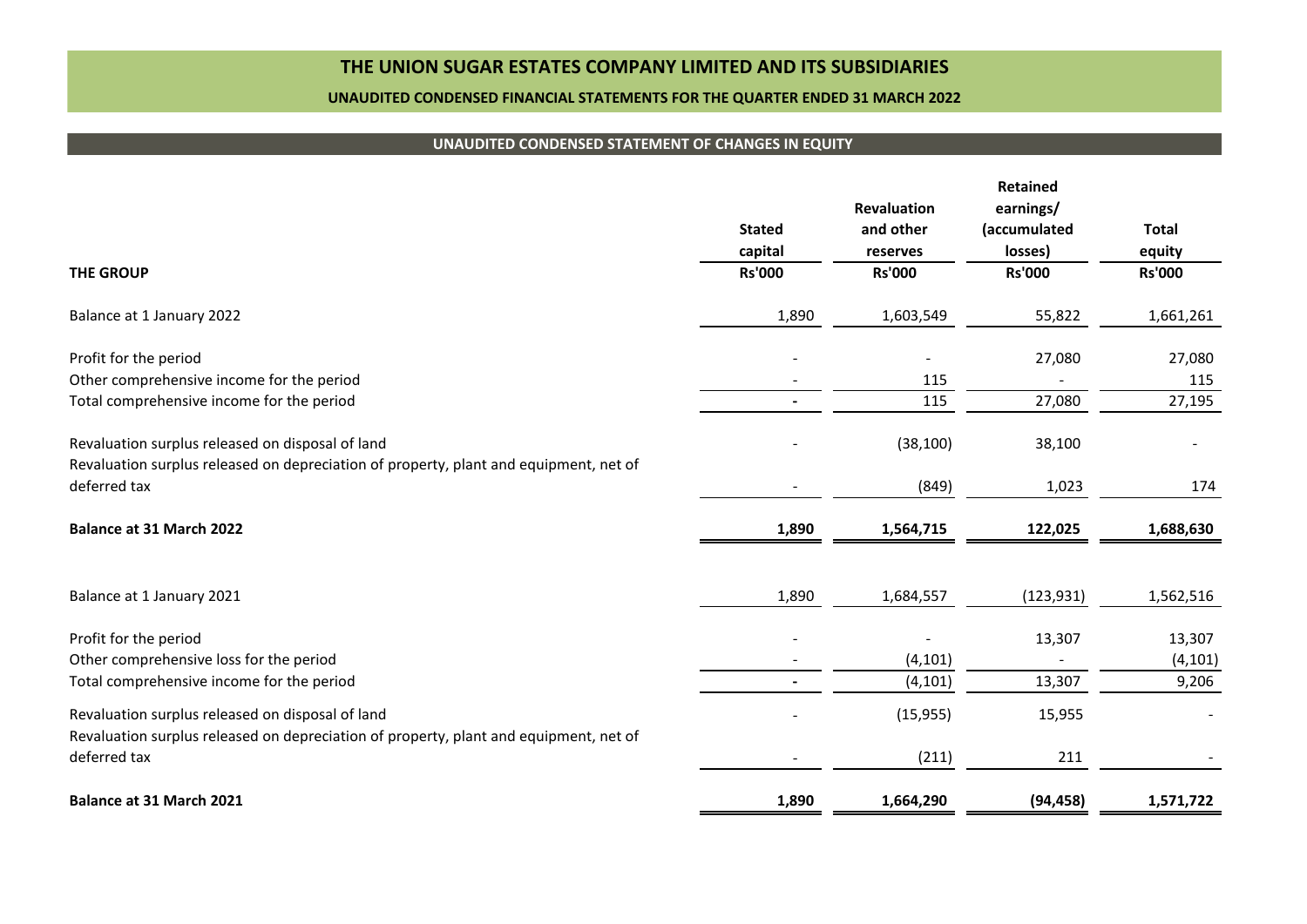# THE UNION SUGAR ESTATES COMPANY LIMITED AND ITS SUBSIDIARIES

## UNAUDITED CONDENSED FINANCIAL STATEMENTS FOR THE QUARTER ENDED 31 MARCH 2022

### UNAUDITED CONDENSED STATEMENT OF CHANGES IN EQUITY

| THE GROUP | Stated capital<br>Rs'000 | Revaluation and other reserves<br>Rs'000 | Retained earnings/ (accumulated losses)<br>Rs'000 | Total equity<br>Rs'000 |
|---|---|---|---|---|
| Balance at 1 January 2022 | 1,890 | 1,603,549 | 55,822 | 1,661,261 |
| Profit for the period | - | - | 27,080 | 27,080 |
| Other comprehensive income for the period | - | 115 | - | 115 |
| Total comprehensive income for the period | - | 115 | 27,080 | 27,195 |
| Revaluation surplus released on disposal of land | - | (38,100) | 38,100 | - |
| Revaluation surplus released on depreciation of property, plant and equipment, net of deferred tax | - | (849) | 1,023 | 174 |
| **Balance at 31 March 2022** | **1,890** | **1,564,715** | **122,025** | **1,688,630** |
| Balance at 1 January 2021 | 1,890 | 1,684,557 | (123,931) | 1,562,516 |
| Profit for the period | - | - | 13,307 | 13,307 |
| Other comprehensive loss for the period | - | (4,101) | - | (4,101) |
| Total comprehensive income for the period | - | (4,101) | 13,307 | 9,206 |
| Revaluation surplus released on disposal of land | - | (15,955) | 15,955 | - |
| Revaluation surplus released on depreciation of property, plant and equipment, net of deferred tax | - | (211) | 211 | - |
| **Balance at 31 March 2021** | **1,890** | **1,664,290** | **(94,458)** | **1,571,722** |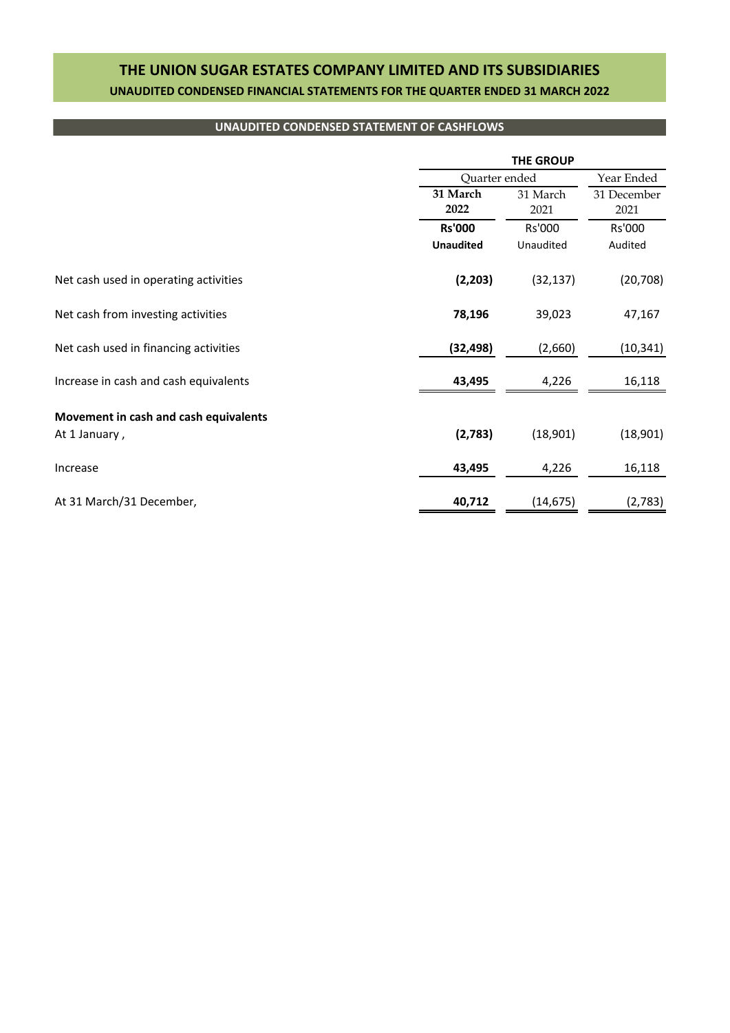# THE UNION SUGAR ESTATES COMPANY LIMITED AND ITS SUBSIDIARIES

## UNAUDITED CONDENSED FINANCIAL STATEMENTS FOR THE QUARTER ENDED 31 MARCH 2022

### UNAUDITED CONDENSED STATEMENT OF CASHFLOWS

| | THE GROUP | | |
|---|---|---|---|
| | Quarter ended | | Year Ended |
| | **31 March 2022** | 31 March 2021 | 31 December 2021 |
| | **Rs'000** | Rs'000 | Rs'000 |
| | **Unaudited** | Unaudited | Audited |
| Net cash used in operating activities | **(2,203)** | (32,137) | (20,708) |
| Net cash from investing activities | **78,196** | 39,023 | 47,167 |
| Net cash used in financing activities | **(32,498)** | (2,660) | (10,341) |
| Increase in cash and cash equivalents | **43,495** | 4,226 | 16,118 |
| **Movement in cash and cash equivalents** | | | |
| At 1 January , | **(2,783)** | (18,901) | (18,901) |
| Increase | **43,495** | 4,226 | 16,118 |
| At 31 March/31 December, | **40,712** | (14,675) | (2,783) |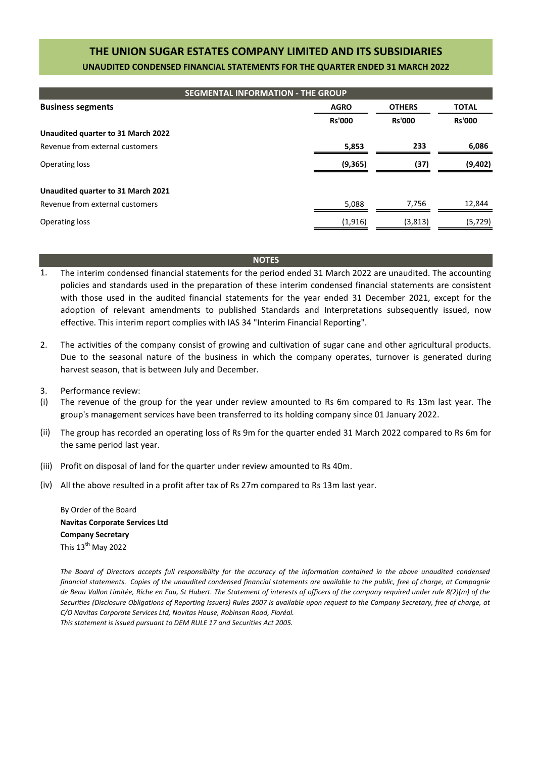# THE UNION SUGAR ESTATES COMPANY LIMITED AND ITS SUBSIDIARIES

## UNAUDITED CONDENSED FINANCIAL STATEMENTS FOR THE QUARTER ENDED 31 MARCH 2022

### SEGMENTAL INFORMATION - THE GROUP

| Business segments | AGRO | OTHERS | TOTAL |
|---|---|---|---|
| | Rs'000 | Rs'000 | Rs'000 |
| **Unaudited quarter to 31 March 2022** | | | |
| Revenue from external customers | **5,853** | **233** | **6,086** |
| Operating loss | **(9,365)** | **(37)** | **(9,402)** |
| **Unaudited quarter to 31 March 2021** | | | |
| Revenue from external customers | 5,088 | 7,756 | 12,844 |
| Operating loss | (1,916) | (3,813) | (5,729) |

### NOTES

1. The interim condensed financial statements for the period ended 31 March 2022 are unaudited. The accounting policies and standards used in the preparation of these interim condensed financial statements are consistent with those used in the audited financial statements for the year ended 31 December 2021, except for the adoption of relevant amendments to published Standards and Interpretations subsequently issued, now effective. This interim report complies with IAS 34 "Interim Financial Reporting".

2. The activities of the company consist of growing and cultivation of sugar cane and other agricultural products. Due to the seasonal nature of the business in which the company operates, turnover is generated during harvest season, that is between July and December.

3. Performance review:

(i) The revenue of the group for the year under review amounted to Rs 6m compared to Rs 13m last year. The group's management services have been transferred to its holding company since 01 January 2022.

(ii) The group has recorded an operating loss of Rs 9m for the quarter ended 31 March 2022 compared to Rs 6m for the same period last year.

(iii) Profit on disposal of land for the quarter under review amounted to Rs 40m.

(iv) All the above resulted in a profit after tax of Rs 27m compared to Rs 13m last year.

By Order of the Board
**Navitas Corporate Services Ltd**
**Company Secretary**
This 13th May 2022

*The Board of Directors accepts full responsibility for the accuracy of the information contained in the above unaudited condensed financial statements. Copies of the unaudited condensed financial statements are available to the public, free of charge, at Compagnie de Beau Vallon Limitée, Riche en Eau, St Hubert. The Statement of interests of officers of the company required under rule 8(2)(m) of the Securities (Disclosure Obligations of Reporting Issuers) Rules 2007 is available upon request to the Company Secretary, free of charge, at C/O Navitas Corporate Services Ltd, Navitas House, Robinson Road, Floréal.*
*This statement is issued pursuant to DEM RULE 17 and Securities Act 2005.*